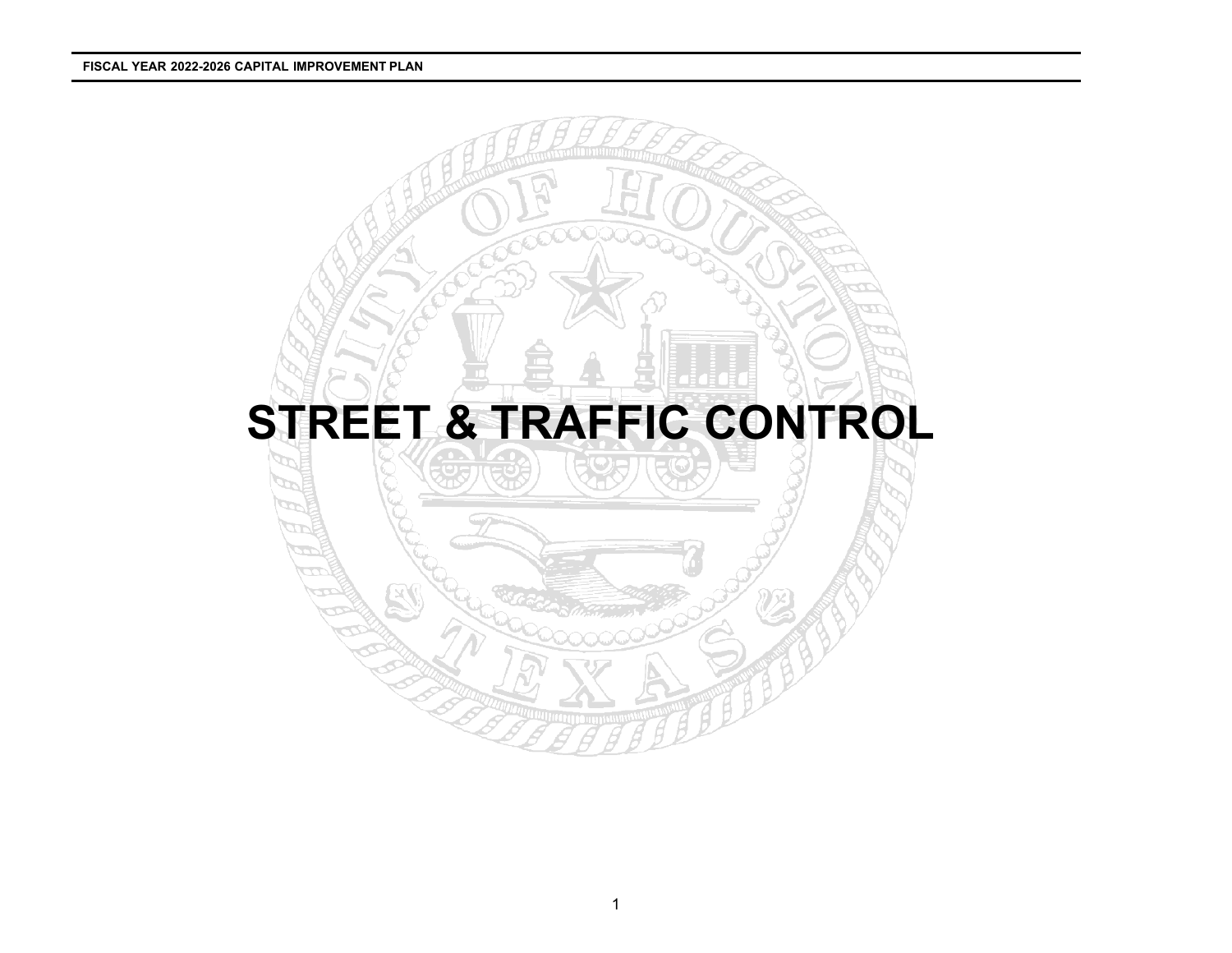# STREET & TRAFFIC CONTROL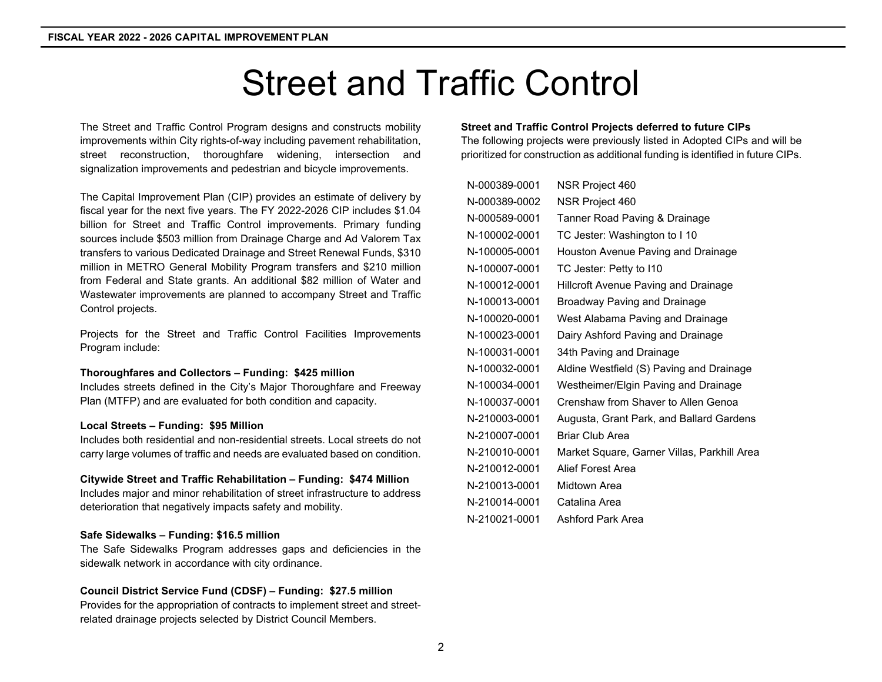# Street and Traffic Control

The Street and Traffic Control Program designs and constructs mobility improvements within City rights-of-way including pavement rehabilitation, street reconstruction, thoroughfare widening, intersection and signalization improvements and pedestrian and bicycle improvements.

The Capital Improvement Plan (CIP) provides an estimate of delivery by fiscal year for the next five years. The FY 2022-2026 CIP includes $1.04 billion for Street and Traffic Control improvements. Primary funding sources include $503 million from Drainage Charge and Ad Valorem Tax transfers to various Dedicated Drainage and Street Renewal Funds, $310 million in METRO General Mobility Program transfers and $210 million from Federal and State grants. An additional $82 million of Water and Wastewater improvements are planned to accompany Street and Traffic Control projects.

Projects for the Street and Traffic Control Facilities Improvements Program include:

**Thoroughfares and Collectors – Funding: $425 million**
Includes streets defined in the City's Major Thoroughfare and Freeway Plan (MTFP) and are evaluated for both condition and capacity.

**Local Streets – Funding: $95 Million**
Includes both residential and non-residential streets. Local streets do not carry large volumes of traffic and needs are evaluated based on condition.

**Citywide Street and Traffic Rehabilitation – Funding: $474 Million**
Includes major and minor rehabilitation of street infrastructure to address deterioration that negatively impacts safety and mobility.

**Safe Sidewalks – Funding: $16.5 million**
The Safe Sidewalks Program addresses gaps and deficiencies in the sidewalk network in accordance with city ordinance.

**Council District Service Fund (CDSF) – Funding: $27.5 million**
Provides for the appropriation of contracts to implement street and street-related drainage projects selected by District Council Members.

**Street and Traffic Control Projects deferred to future CIPs**
The following projects were previously listed in Adopted CIPs and will be prioritized for construction as additional funding is identified in future CIPs.

| | |
|---|---|
| N-000389-0001 | NSR Project 460 |
| N-000389-0002 | NSR Project 460 |
| N-000589-0001 | Tanner Road Paving & Drainage |
| N-100002-0001 | TC Jester: Washington to I 10 |
| N-100005-0001 | Houston Avenue Paving and Drainage |
| N-100007-0001 | TC Jester: Petty to I10 |
| N-100012-0001 | Hillcroft Avenue Paving and Drainage |
| N-100013-0001 | Broadway Paving and Drainage |
| N-100020-0001 | West Alabama Paving and Drainage |
| N-100023-0001 | Dairy Ashford Paving and Drainage |
| N-100031-0001 | 34th Paving and Drainage |
| N-100032-0001 | Aldine Westfield (S) Paving and Drainage |
| N-100034-0001 | Westheimer/Elgin Paving and Drainage |
| N-100037-0001 | Crenshaw from Shaver to Allen Genoa |
| N-210003-0001 | Augusta, Grant Park, and Ballard Gardens |
| N-210007-0001 | Briar Club Area |
| N-210010-0001 | Market Square, Garner Villas, Parkhill Area |
| N-210012-0001 | Alief Forest Area |
| N-210013-0001 | Midtown Area |
| N-210014-0001 | Catalina Area |
| N-210021-0001 | Ashford Park Area |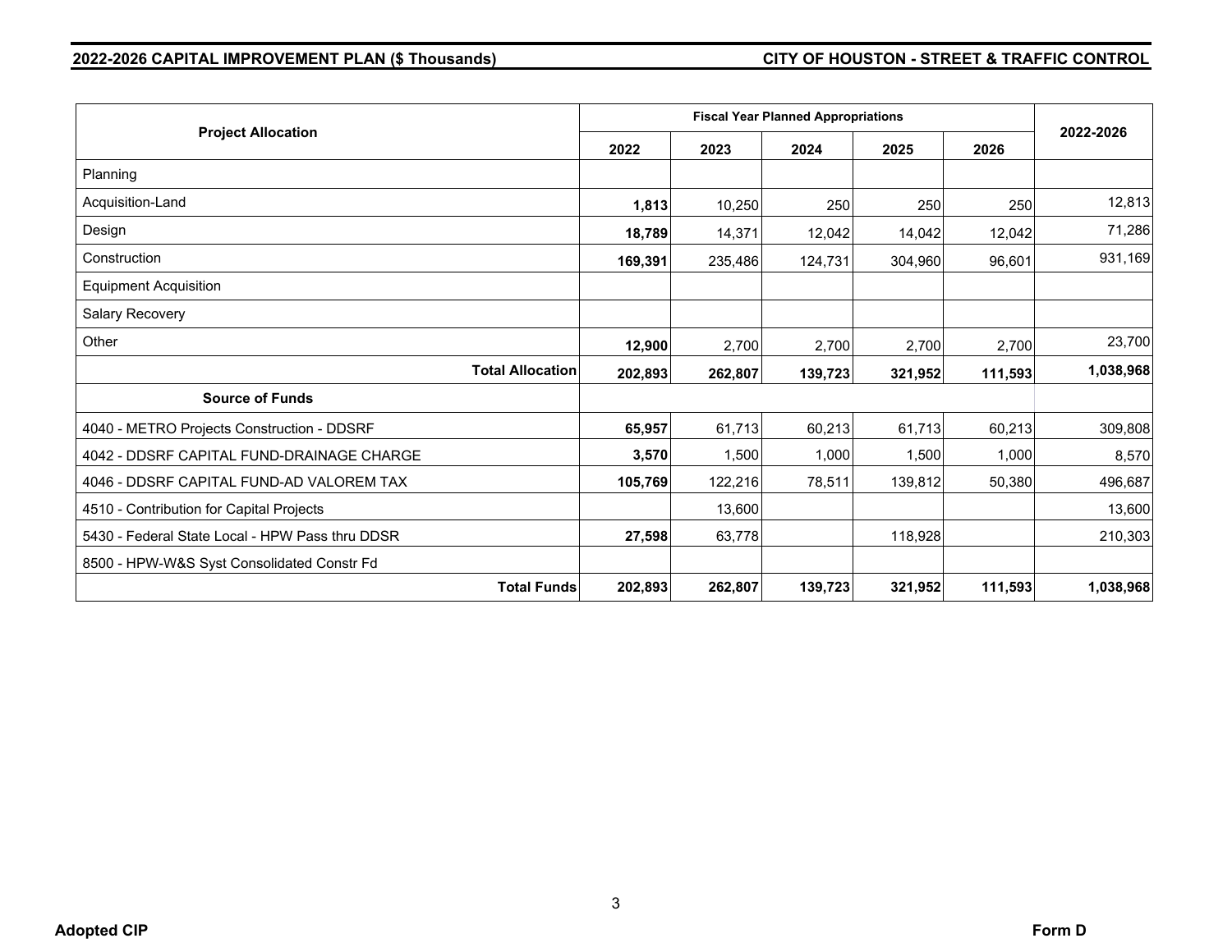**2022-2026 CAPITAL IMPROVEMENT PLAN ($ Thousands)** **CITY OF HOUSTON - STREET & TRAFFIC CONTROL**

| Project Allocation | Fiscal Year Planned Appropriations | | | | | 2022-2026 |
|---|---|---|---|---|---|---|
| | 2022 | 2023 | 2024 | 2025 | 2026 | |
| Planning | | | | | | |
| Acquisition-Land | **1,813** | 10,250 | 250 | 250 | 250 | 12,813 |
| Design | **18,789** | 14,371 | 12,042 | 14,042 | 12,042 | 71,286 |
| Construction | **169,391** | 235,486 | 124,731 | 304,960 | 96,601 | 931,169 |
| Equipment Acquisition | | | | | | |
| Salary Recovery | | | | | | |
| Other | **12,900** | 2,700 | 2,700 | 2,700 | 2,700 | 23,700 |
| **Total Allocation** | **202,893** | **262,807** | **139,723** | **321,952** | **111,593** | **1,038,968** |
| **Source of Funds** | | | | | | |
| 4040 - METRO Projects Construction - DDSRF | **65,957** | 61,713 | 60,213 | 61,713 | 60,213 | 309,808 |
| 4042 - DDSRF CAPITAL FUND-DRAINAGE CHARGE | **3,570** | 1,500 | 1,000 | 1,500 | 1,000 | 8,570 |
| 4046 - DDSRF CAPITAL FUND-AD VALOREM TAX | **105,769** | 122,216 | 78,511 | 139,812 | 50,380 | 496,687 |
| 4510 - Contribution for Capital Projects | | 13,600 | | | | 13,600 |
| 5430 - Federal State Local - HPW Pass thru DDSR | **27,598** | 63,778 | | 118,928 | | 210,303 |
| 8500 - HPW-W&S Syst Consolidated Constr Fd | | | | | | |
| **Total Funds** | **202,893** | **262,807** | **139,723** | **321,952** | **111,593** | **1,038,968** |

**Adopted CIP** **Form D**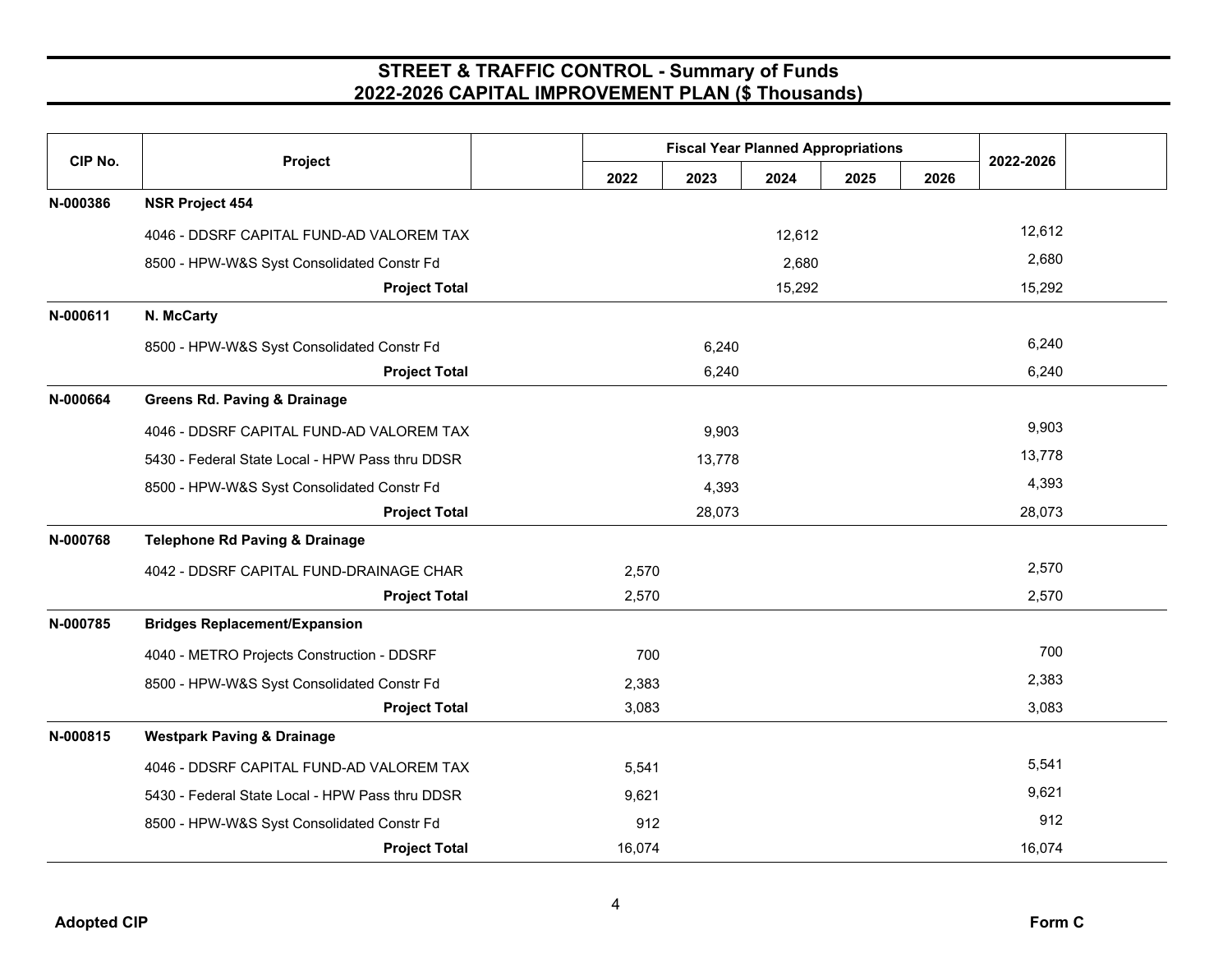# STREET & TRAFFIC CONTROL - Summary of Funds
## 2022-2026 CAPITAL IMPROVEMENT PLAN ($ Thousands)

| CIP No. | Project | | Fiscal Year Planned Appropriations | | | | | 2022-2026 | |
|---|---|---|---|---|---|---|---|---|---|
| | | | 2022 | 2023 | 2024 | 2025 | 2026 | | |
| **N-000386** | **NSR Project 454** | | | | | | | | |
| | 4046 - DDSRF CAPITAL FUND-AD VALOREM TAX | | | | 12,612 | | | 12,612 | |
| | 8500 - HPW-W&S Syst Consolidated Constr Fd | | | | 2,680 | | | 2,680 | |
| | **Project Total** | | | | 15,292 | | | 15,292 | |
| **N-000611** | **N. McCarty** | | | | | | | | |
| | 8500 - HPW-W&S Syst Consolidated Constr Fd | | | 6,240 | | | | 6,240 | |
| | **Project Total** | | | 6,240 | | | | 6,240 | |
| **N-000664** | **Greens Rd. Paving & Drainage** | | | | | | | | |
| | 4046 - DDSRF CAPITAL FUND-AD VALOREM TAX | | | 9,903 | | | | 9,903 | |
| | 5430 - Federal State Local - HPW Pass thru DDSR | | | 13,778 | | | | 13,778 | |
| | 8500 - HPW-W&S Syst Consolidated Constr Fd | | | 4,393 | | | | 4,393 | |
| | **Project Total** | | | 28,073 | | | | 28,073 | |
| **N-000768** | **Telephone Rd Paving & Drainage** | | | | | | | | |
| | 4042 - DDSRF CAPITAL FUND-DRAINAGE CHAR | | 2,570 | | | | | 2,570 | |
| | **Project Total** | | 2,570 | | | | | 2,570 | |
| **N-000785** | **Bridges Replacement/Expansion** | | | | | | | | |
| | 4040 - METRO Projects Construction - DDSRF | | 700 | | | | | 700 | |
| | 8500 - HPW-W&S Syst Consolidated Constr Fd | | 2,383 | | | | | 2,383 | |
| | **Project Total** | | 3,083 | | | | | 3,083 | |
| **N-000815** | **Westpark Paving & Drainage** | | | | | | | | |
| | 4046 - DDSRF CAPITAL FUND-AD VALOREM TAX | | 5,541 | | | | | 5,541 | |
| | 5430 - Federal State Local - HPW Pass thru DDSR | | 9,621 | | | | | 9,621 | |
| | 8500 - HPW-W&S Syst Consolidated Constr Fd | | 912 | | | | | 912 | |
| | **Project Total** | | 16,074 | | | | | 16,074 | |

Adopted CIP

Form C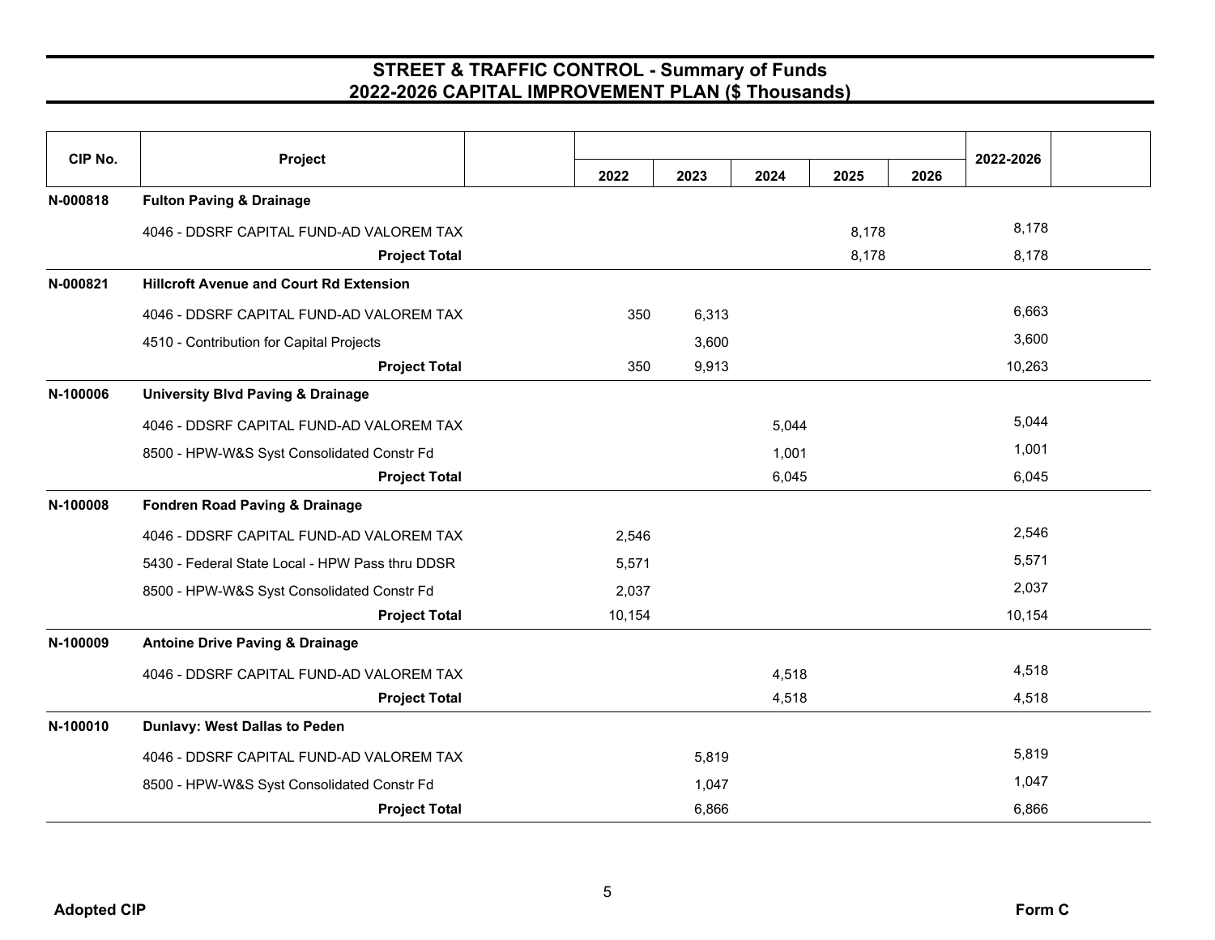## STREET & TRAFFIC CONTROL - Summary of Funds
## 2022-2026 CAPITAL IMPROVEMENT PLAN ($ Thousands)

| CIP No. | Project | 2022 | 2023 | 2024 | 2025 | 2026 | 2022-2026 |
|---|---|---|---|---|---|---|---|
| N-000818 | **Fulton Paving & Drainage** | | | | | | |
| | 4046 - DDSRF CAPITAL FUND-AD VALOREM TAX | | | | 8,178 | | 8,178 |
| | **Project Total** | | | | 8,178 | | 8,178 |
| N-000821 | **Hillcroft Avenue and Court Rd Extension** | | | | | | |
| | 4046 - DDSRF CAPITAL FUND-AD VALOREM TAX | 350 | 6,313 | | | | 6,663 |
| | 4510 - Contribution for Capital Projects | | 3,600 | | | | 3,600 |
| | **Project Total** | 350 | 9,913 | | | | 10,263 |
| N-100006 | **University Blvd Paving & Drainage** | | | | | | |
| | 4046 - DDSRF CAPITAL FUND-AD VALOREM TAX | | | 5,044 | | | 5,044 |
| | 8500 - HPW-W&S Syst Consolidated Constr Fd | | | 1,001 | | | 1,001 |
| | **Project Total** | | | 6,045 | | | 6,045 |
| N-100008 | **Fondren Road Paving & Drainage** | | | | | | |
| | 4046 - DDSRF CAPITAL FUND-AD VALOREM TAX | 2,546 | | | | | 2,546 |
| | 5430 - Federal State Local - HPW Pass thru DDSR | 5,571 | | | | | 5,571 |
| | 8500 - HPW-W&S Syst Consolidated Constr Fd | 2,037 | | | | | 2,037 |
| | **Project Total** | 10,154 | | | | | 10,154 |
| N-100009 | **Antoine Drive Paving & Drainage** | | | | | | |
| | 4046 - DDSRF CAPITAL FUND-AD VALOREM TAX | | | 4,518 | | | 4,518 |
| | **Project Total** | | | 4,518 | | | 4,518 |
| N-100010 | **Dunlavy: West Dallas to Peden** | | | | | | |
| | 4046 - DDSRF CAPITAL FUND-AD VALOREM TAX | | 5,819 | | | | 5,819 |
| | 8500 - HPW-W&S Syst Consolidated Constr Fd | | 1,047 | | | | 1,047 |
| | **Project Total** | | 6,866 | | | | 6,866 |

Adopted CIP — Form C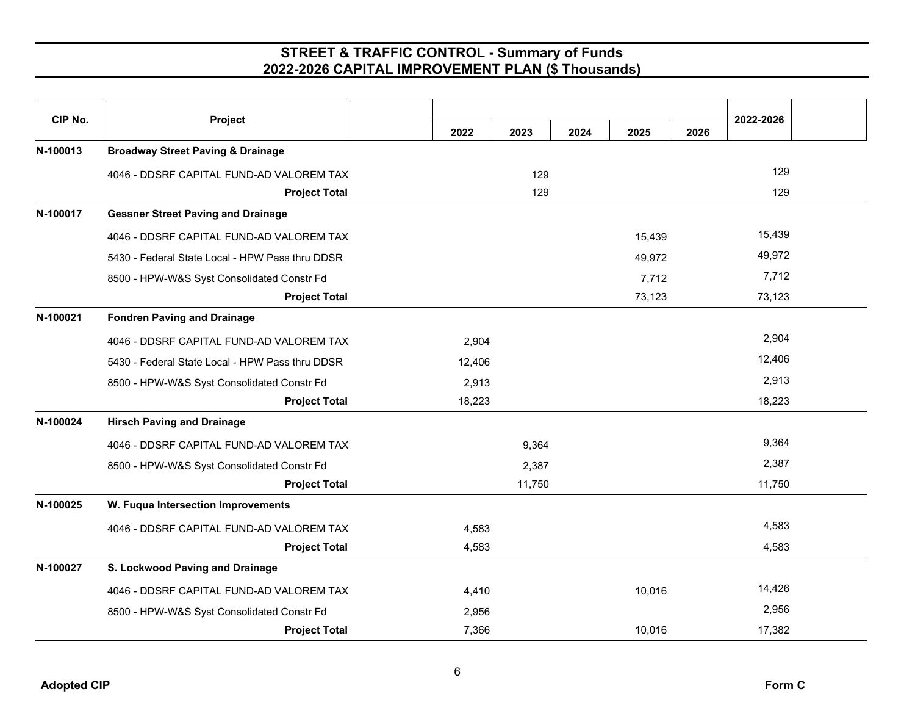# STREET & TRAFFIC CONTROL - Summary of Funds
## 2022-2026 CAPITAL IMPROVEMENT PLAN ($ Thousands)

| CIP No. | Project | 2022 | 2023 | 2024 | 2025 | 2026 | 2022-2026 |
|---|---|---|---|---|---|---|---|
| N-100013 | **Broadway Street Paving & Drainage** | | | | | | |
| | 4046 - DDSRF CAPITAL FUND-AD VALOREM TAX | | 129 | | | | 129 |
| | **Project Total** | | 129 | | | | 129 |
| N-100017 | **Gessner Street Paving and Drainage** | | | | | | |
| | 4046 - DDSRF CAPITAL FUND-AD VALOREM TAX | | | | 15,439 | | 15,439 |
| | 5430 - Federal State Local - HPW Pass thru DDSR | | | | 49,972 | | 49,972 |
| | 8500 - HPW-W&S Syst Consolidated Constr Fd | | | | 7,712 | | 7,712 |
| | **Project Total** | | | | 73,123 | | 73,123 |
| N-100021 | **Fondren Paving and Drainage** | | | | | | |
| | 4046 - DDSRF CAPITAL FUND-AD VALOREM TAX | 2,904 | | | | | 2,904 |
| | 5430 - Federal State Local - HPW Pass thru DDSR | 12,406 | | | | | 12,406 |
| | 8500 - HPW-W&S Syst Consolidated Constr Fd | 2,913 | | | | | 2,913 |
| | **Project Total** | 18,223 | | | | | 18,223 |
| N-100024 | **Hirsch Paving and Drainage** | | | | | | |
| | 4046 - DDSRF CAPITAL FUND-AD VALOREM TAX | | 9,364 | | | | 9,364 |
| | 8500 - HPW-W&S Syst Consolidated Constr Fd | | 2,387 | | | | 2,387 |
| | **Project Total** | | 11,750 | | | | 11,750 |
| N-100025 | **W. Fuqua Intersection Improvements** | | | | | | |
| | 4046 - DDSRF CAPITAL FUND-AD VALOREM TAX | 4,583 | | | | | 4,583 |
| | **Project Total** | 4,583 | | | | | 4,583 |
| N-100027 | **S. Lockwood Paving and Drainage** | | | | | | |
| | 4046 - DDSRF CAPITAL FUND-AD VALOREM TAX | 4,410 | | | 10,016 | | 14,426 |
| | 8500 - HPW-W&S Syst Consolidated Constr Fd | 2,956 | | | | | 2,956 |
| | **Project Total** | 7,366 | | | 10,016 | | 17,382 |

Adopted CIP

Form C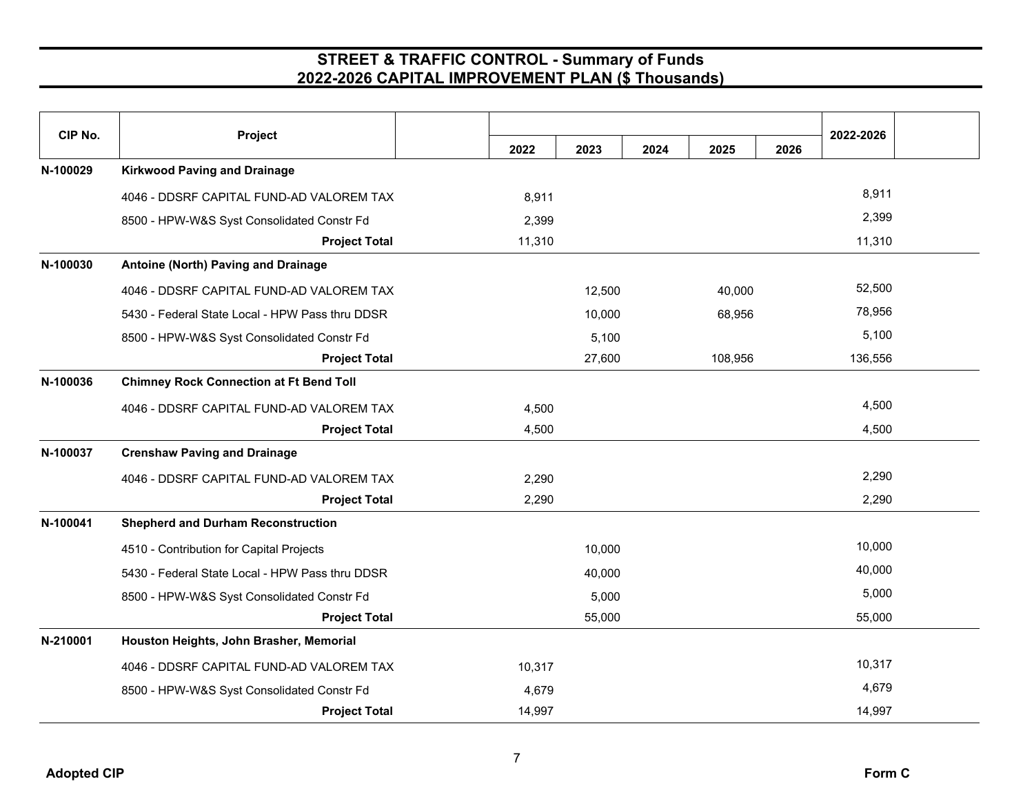# STREET & TRAFFIC CONTROL - Summary of Funds
## 2022-2026 CAPITAL IMPROVEMENT PLAN ($ Thousands)

| CIP No. | Project | 2022 | 2023 | 2024 | 2025 | 2026 | 2022-2026 |
|---|---|---|---|---|---|---|---|
| N-100029 | **Kirkwood Paving and Drainage** | | | | | | |
| | 4046 - DDSRF CAPITAL FUND-AD VALOREM TAX | 8,911 | | | | | 8,911 |
| | 8500 - HPW-W&S Syst Consolidated Constr Fd | 2,399 | | | | | 2,399 |
| | **Project Total** | 11,310 | | | | | 11,310 |
| N-100030 | **Antoine (North) Paving and Drainage** | | | | | | |
| | 4046 - DDSRF CAPITAL FUND-AD VALOREM TAX | | 12,500 | | 40,000 | | 52,500 |
| | 5430 - Federal State Local - HPW Pass thru DDSR | | 10,000 | | 68,956 | | 78,956 |
| | 8500 - HPW-W&S Syst Consolidated Constr Fd | | 5,100 | | | | 5,100 |
| | **Project Total** | | 27,600 | | 108,956 | | 136,556 |
| N-100036 | **Chimney Rock Connection at Ft Bend Toll** | | | | | | |
| | 4046 - DDSRF CAPITAL FUND-AD VALOREM TAX | 4,500 | | | | | 4,500 |
| | **Project Total** | 4,500 | | | | | 4,500 |
| N-100037 | **Crenshaw Paving and Drainage** | | | | | | |
| | 4046 - DDSRF CAPITAL FUND-AD VALOREM TAX | 2,290 | | | | | 2,290 |
| | **Project Total** | 2,290 | | | | | 2,290 |
| N-100041 | **Shepherd and Durham Reconstruction** | | | | | | |
| | 4510 - Contribution for Capital Projects | | 10,000 | | | | 10,000 |
| | 5430 - Federal State Local - HPW Pass thru DDSR | | 40,000 | | | | 40,000 |
| | 8500 - HPW-W&S Syst Consolidated Constr Fd | | 5,000 | | | | 5,000 |
| | **Project Total** | | 55,000 | | | | 55,000 |
| N-210001 | **Houston Heights, John Brasher, Memorial** | | | | | | |
| | 4046 - DDSRF CAPITAL FUND-AD VALOREM TAX | 10,317 | | | | | 10,317 |
| | 8500 - HPW-W&S Syst Consolidated Constr Fd | 4,679 | | | | | 4,679 |
| | **Project Total** | 14,997 | | | | | 14,997 |

Adopted CIP | Form C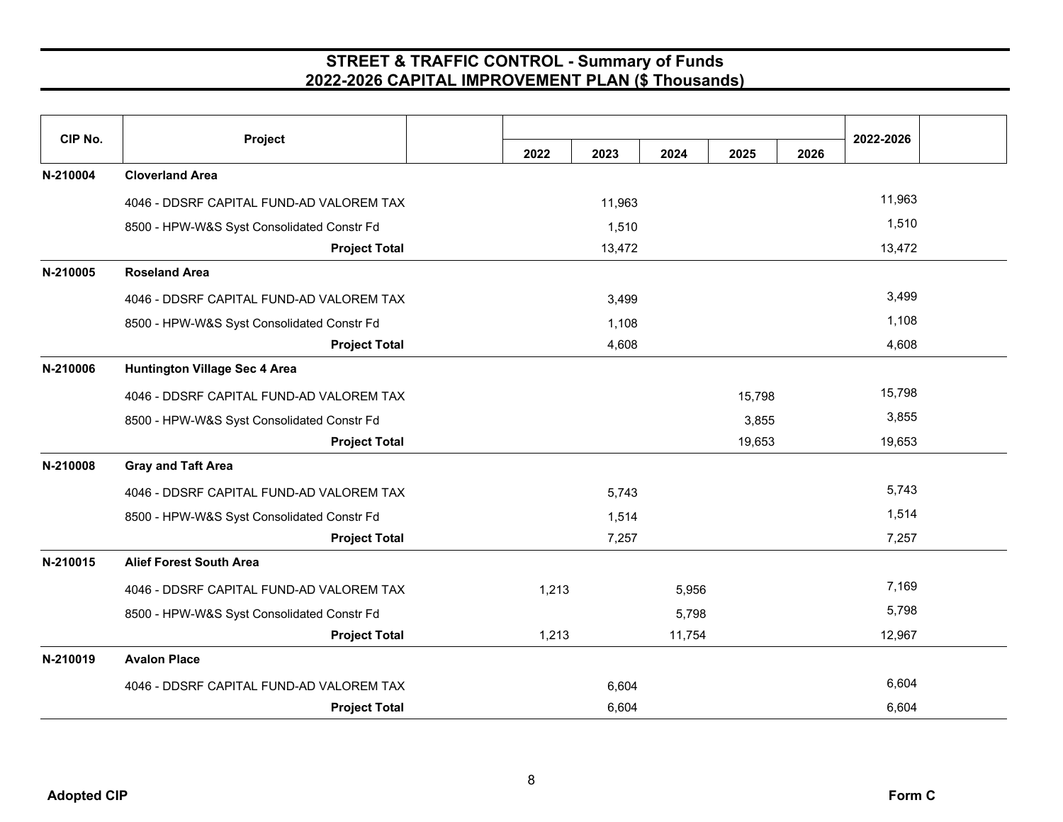## STREET & TRAFFIC CONTROL - Summary of Funds
## 2022-2026 CAPITAL IMPROVEMENT PLAN ($ Thousands)

| CIP No. | Project | 2022 | 2023 | 2024 | 2025 | 2026 | 2022-2026 |
|---|---|---|---|---|---|---|---|
| N-210004 | **Cloverland Area** | | | | | | |
| | 4046 - DDSRF CAPITAL FUND-AD VALOREM TAX | | 11,963 | | | | 11,963 |
| | 8500 - HPW-W&S Syst Consolidated Constr Fd | | 1,510 | | | | 1,510 |
| | **Project Total** | | 13,472 | | | | 13,472 |
| N-210005 | **Roseland Area** | | | | | | |
| | 4046 - DDSRF CAPITAL FUND-AD VALOREM TAX | | 3,499 | | | | 3,499 |
| | 8500 - HPW-W&S Syst Consolidated Constr Fd | | 1,108 | | | | 1,108 |
| | **Project Total** | | 4,608 | | | | 4,608 |
| N-210006 | **Huntington Village Sec 4 Area** | | | | | | |
| | 4046 - DDSRF CAPITAL FUND-AD VALOREM TAX | | | | 15,798 | | 15,798 |
| | 8500 - HPW-W&S Syst Consolidated Constr Fd | | | | 3,855 | | 3,855 |
| | **Project Total** | | | | 19,653 | | 19,653 |
| N-210008 | **Gray and Taft Area** | | | | | | |
| | 4046 - DDSRF CAPITAL FUND-AD VALOREM TAX | | 5,743 | | | | 5,743 |
| | 8500 - HPW-W&S Syst Consolidated Constr Fd | | 1,514 | | | | 1,514 |
| | **Project Total** | | 7,257 | | | | 7,257 |
| N-210015 | **Alief Forest South Area** | | | | | | |
| | 4046 - DDSRF CAPITAL FUND-AD VALOREM TAX | 1,213 | | 5,956 | | | 7,169 |
| | 8500 - HPW-W&S Syst Consolidated Constr Fd | | | 5,798 | | | 5,798 |
| | **Project Total** | 1,213 | | 11,754 | | | 12,967 |
| N-210019 | **Avalon Place** | | | | | | |
| | 4046 - DDSRF CAPITAL FUND-AD VALOREM TAX | | 6,604 | | | | 6,604 |
| | **Project Total** | | 6,604 | | | | 6,604 |

Adopted CIP

Form C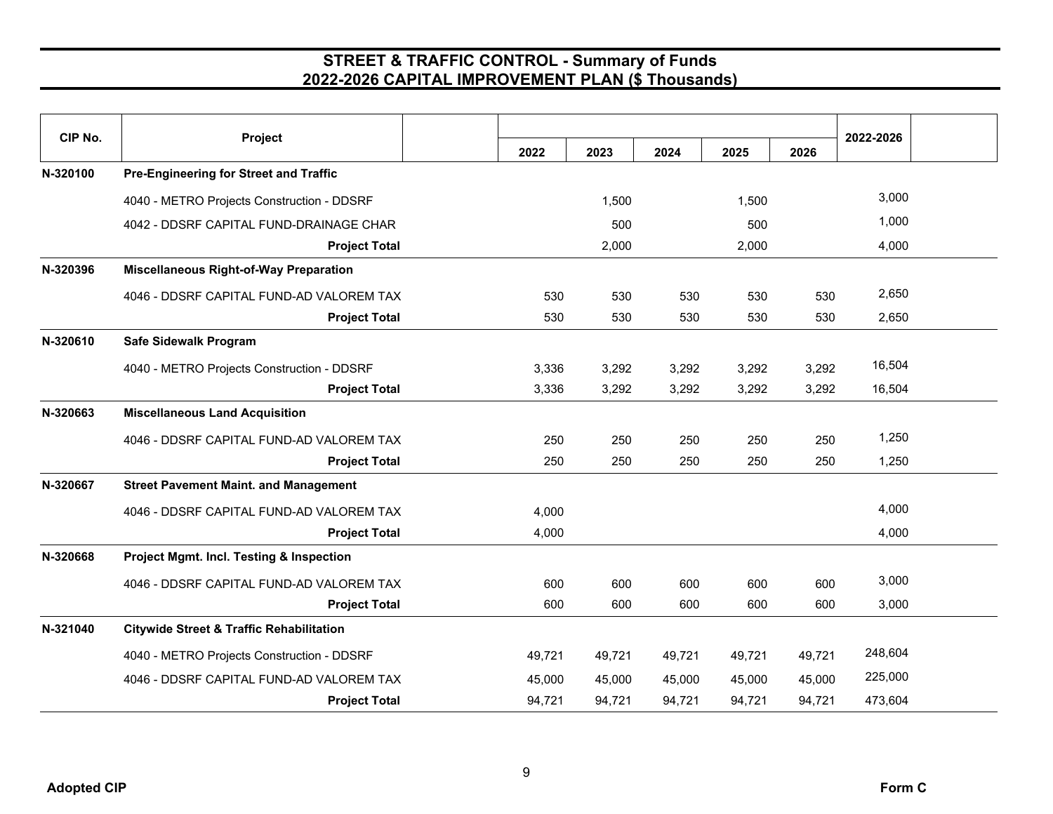# STREET & TRAFFIC CONTROL - Summary of Funds
## 2022-2026 CAPITAL IMPROVEMENT PLAN ($ Thousands)

| CIP No. | Project | 2022 | 2023 | 2024 | 2025 | 2026 | 2022-2026 |
|---|---|---|---|---|---|---|---|
| N-320100 | **Pre-Engineering for Street and Traffic** | | | | | | |
| | 4040 - METRO Projects Construction - DDSRF | | 1,500 | | 1,500 | | 3,000 |
| | 4042 - DDSRF CAPITAL FUND-DRAINAGE CHAR | | 500 | | 500 | | 1,000 |
| | **Project Total** | | 2,000 | | 2,000 | | 4,000 |
| N-320396 | **Miscellaneous Right-of-Way Preparation** | | | | | | |
| | 4046 - DDSRF CAPITAL FUND-AD VALOREM TAX | 530 | 530 | 530 | 530 | 530 | 2,650 |
| | **Project Total** | 530 | 530 | 530 | 530 | 530 | 2,650 |
| N-320610 | **Safe Sidewalk Program** | | | | | | |
| | 4040 - METRO Projects Construction - DDSRF | 3,336 | 3,292 | 3,292 | 3,292 | 3,292 | 16,504 |
| | **Project Total** | 3,336 | 3,292 | 3,292 | 3,292 | 3,292 | 16,504 |
| N-320663 | **Miscellaneous Land Acquisition** | | | | | | |
| | 4046 - DDSRF CAPITAL FUND-AD VALOREM TAX | 250 | 250 | 250 | 250 | 250 | 1,250 |
| | **Project Total** | 250 | 250 | 250 | 250 | 250 | 1,250 |
| N-320667 | **Street Pavement Maint. and Management** | | | | | | |
| | 4046 - DDSRF CAPITAL FUND-AD VALOREM TAX | 4,000 | | | | | 4,000 |
| | **Project Total** | 4,000 | | | | | 4,000 |
| N-320668 | **Project Mgmt. Incl. Testing & Inspection** | | | | | | |
| | 4046 - DDSRF CAPITAL FUND-AD VALOREM TAX | 600 | 600 | 600 | 600 | 600 | 3,000 |
| | **Project Total** | 600 | 600 | 600 | 600 | 600 | 3,000 |
| N-321040 | **Citywide Street & Traffic Rehabilitation** | | | | | | |
| | 4040 - METRO Projects Construction - DDSRF | 49,721 | 49,721 | 49,721 | 49,721 | 49,721 | 248,604 |
| | 4046 - DDSRF CAPITAL FUND-AD VALOREM TAX | 45,000 | 45,000 | 45,000 | 45,000 | 45,000 | 225,000 |
| | **Project Total** | 94,721 | 94,721 | 94,721 | 94,721 | 94,721 | 473,604 |

Adopted CIP

Form C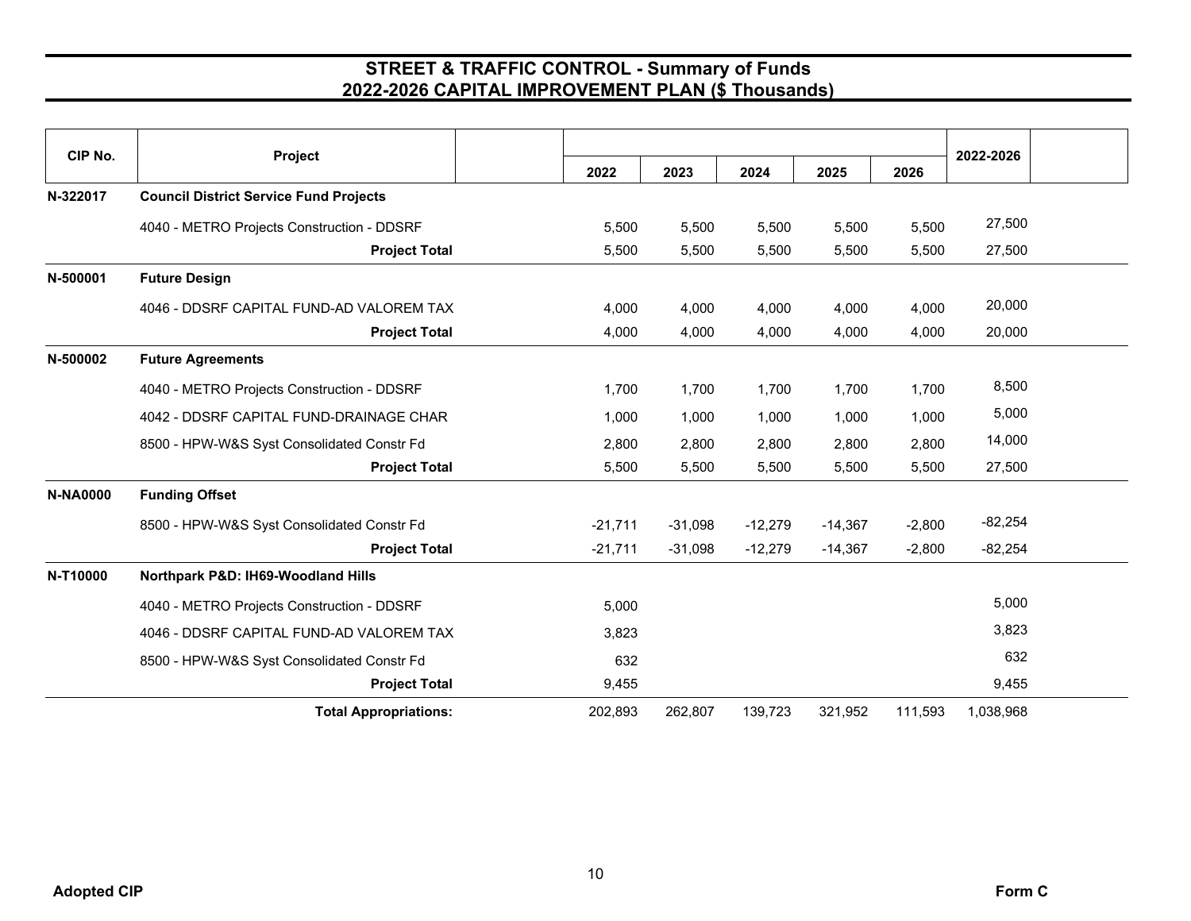## STREET & TRAFFIC CONTROL - Summary of Funds
## 2022-2026 CAPITAL IMPROVEMENT PLAN ($ Thousands)

| CIP No. | Project | 2022 | 2023 | 2024 | 2025 | 2026 | 2022-2026 |
|---|---|---|---|---|---|---|---|
| **N-322017** | **Council District Service Fund Projects** | | | | | | |
| | 4040 - METRO Projects Construction - DDSRF | 5,500 | 5,500 | 5,500 | 5,500 | 5,500 | 27,500 |
| | **Project Total** | 5,500 | 5,500 | 5,500 | 5,500 | 5,500 | 27,500 |
| **N-500001** | **Future Design** | | | | | | |
| | 4046 - DDSRF CAPITAL FUND-AD VALOREM TAX | 4,000 | 4,000 | 4,000 | 4,000 | 4,000 | 20,000 |
| | **Project Total** | 4,000 | 4,000 | 4,000 | 4,000 | 4,000 | 20,000 |
| **N-500002** | **Future Agreements** | | | | | | |
| | 4040 - METRO Projects Construction - DDSRF | 1,700 | 1,700 | 1,700 | 1,700 | 1,700 | 8,500 |
| | 4042 - DDSRF CAPITAL FUND-DRAINAGE CHAR | 1,000 | 1,000 | 1,000 | 1,000 | 1,000 | 5,000 |
| | 8500 - HPW-W&S Syst Consolidated Constr Fd | 2,800 | 2,800 | 2,800 | 2,800 | 2,800 | 14,000 |
| | **Project Total** | 5,500 | 5,500 | 5,500 | 5,500 | 5,500 | 27,500 |
| **N-NA0000** | **Funding Offset** | | | | | | |
| | 8500 - HPW-W&S Syst Consolidated Constr Fd | -21,711 | -31,098 | -12,279 | -14,367 | -2,800 | -82,254 |
| | **Project Total** | -21,711 | -31,098 | -12,279 | -14,367 | -2,800 | -82,254 |
| **N-T10000** | **Northpark P&D: IH69-Woodland Hills** | | | | | | |
| | 4040 - METRO Projects Construction - DDSRF | 5,000 | | | | | 5,000 |
| | 4046 - DDSRF CAPITAL FUND-AD VALOREM TAX | 3,823 | | | | | 3,823 |
| | 8500 - HPW-W&S Syst Consolidated Constr Fd | 632 | | | | | 632 |
| | **Project Total** | 9,455 | | | | | 9,455 |
| | **Total Appropriations:** | 202,893 | 262,807 | 139,723 | 321,952 | 111,593 | 1,038,968 |

**Adopted CIP** Form C